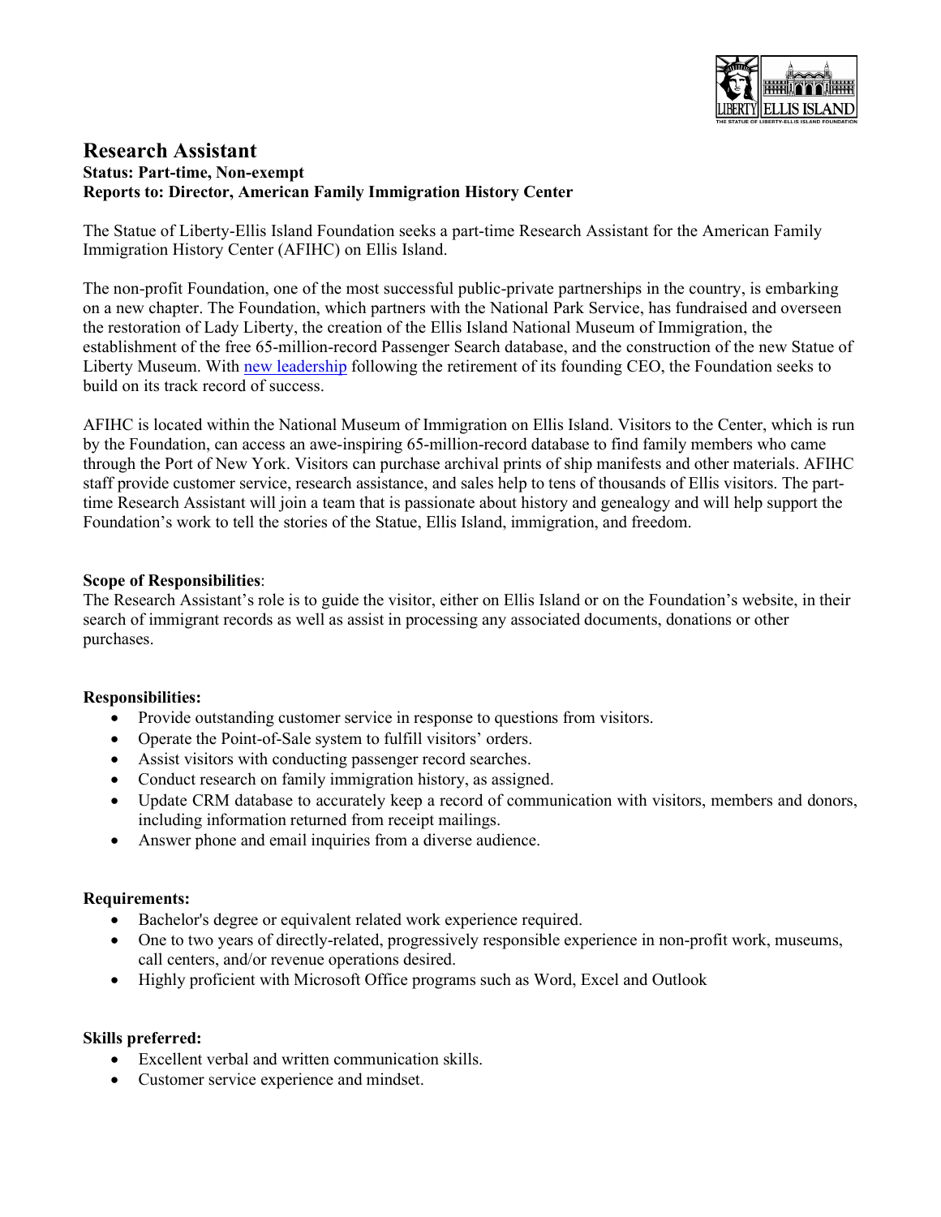# Research Assistant

**Status: Part-time, Non-exempt**
**Reports to: Director, American Family Immigration History Center**

The Statue of Liberty-Ellis Island Foundation seeks a part-time Research Assistant for the American Family Immigration History Center (AFIHC) on Ellis Island.

The non-profit Foundation, one of the most successful public-private partnerships in the country, is embarking on a new chapter. The Foundation, which partners with the National Park Service, has fundraised and overseen the restoration of Lady Liberty, the creation of the Ellis Island National Museum of Immigration, the establishment of the free 65-million-record Passenger Search database, and the construction of the new Statue of Liberty Museum. With new leadership following the retirement of its founding CEO, the Foundation seeks to build on its track record of success.

AFIHC is located within the National Museum of Immigration on Ellis Island. Visitors to the Center, which is run by the Foundation, can access an awe-inspiring 65-million-record database to find family members who came through the Port of New York. Visitors can purchase archival prints of ship manifests and other materials. AFIHC staff provide customer service, research assistance, and sales help to tens of thousands of Ellis visitors. The part-time Research Assistant will join a team that is passionate about history and genealogy and will help support the Foundation's work to tell the stories of the Statue, Ellis Island, immigration, and freedom.

**Scope of Responsibilities**:
The Research Assistant's role is to guide the visitor, either on Ellis Island or on the Foundation's website, in their search of immigrant records as well as assist in processing any associated documents, donations or other purchases.

**Responsibilities:**

- Provide outstanding customer service in response to questions from visitors.
- Operate the Point-of-Sale system to fulfill visitors' orders.
- Assist visitors with conducting passenger record searches.
- Conduct research on family immigration history, as assigned.
- Update CRM database to accurately keep a record of communication with visitors, members and donors, including information returned from receipt mailings.
- Answer phone and email inquiries from a diverse audience.

**Requirements:**

- Bachelor's degree or equivalent related work experience required.
- One to two years of directly-related, progressively responsible experience in non-profit work, museums, call centers, and/or revenue operations desired.
- Highly proficient with Microsoft Office programs such as Word, Excel and Outlook

**Skills preferred:**

- Excellent verbal and written communication skills.
- Customer service experience and mindset.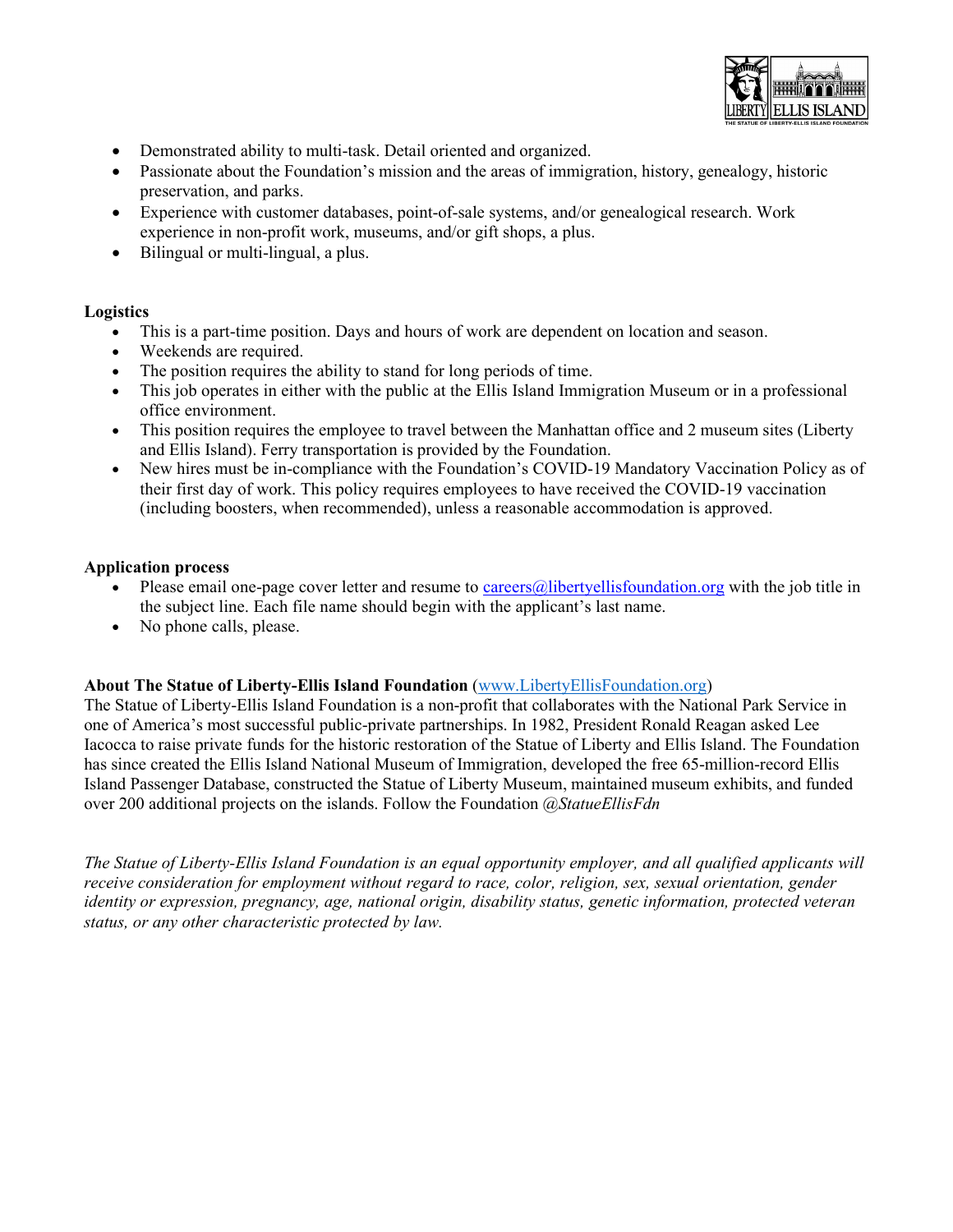- Demonstrated ability to multi-task. Detail oriented and organized.
- Passionate about the Foundation's mission and the areas of immigration, history, genealogy, historic preservation, and parks.
- Experience with customer databases, point-of-sale systems, and/or genealogical research. Work experience in non-profit work, museums, and/or gift shops, a plus.
- Bilingual or multi-lingual, a plus.

**Logistics**

- This is a part-time position. Days and hours of work are dependent on location and season.
- Weekends are required.
- The position requires the ability to stand for long periods of time.
- This job operates in either with the public at the Ellis Island Immigration Museum or in a professional office environment.
- This position requires the employee to travel between the Manhattan office and 2 museum sites (Liberty and Ellis Island). Ferry transportation is provided by the Foundation.
- New hires must be in-compliance with the Foundation's COVID-19 Mandatory Vaccination Policy as of their first day of work. This policy requires employees to have received the COVID-19 vaccination (including boosters, when recommended), unless a reasonable accommodation is approved.

**Application process**

- Please email one-page cover letter and resume to [careers@libertyellisfoundation.org](mailto:careers@libertyellisfoundation.org) with the job title in the subject line. Each file name should begin with the applicant's last name.
- No phone calls, please.

**About The Statue of Liberty-Ellis Island Foundation** ([www.LibertyEllisFoundation.org](http://www.LibertyEllisFoundation.org))
The Statue of Liberty-Ellis Island Foundation is a non-profit that collaborates with the National Park Service in one of America's most successful public-private partnerships. In 1982, President Ronald Reagan asked Lee Iacocca to raise private funds for the historic restoration of the Statue of Liberty and Ellis Island. The Foundation has since created the Ellis Island National Museum of Immigration, developed the free 65-million-record Ellis Island Passenger Database, constructed the Statue of Liberty Museum, maintained museum exhibits, and funded over 200 additional projects on the islands. Follow the Foundation *@StatueEllisFdn*

*The Statue of Liberty-Ellis Island Foundation is an equal opportunity employer, and all qualified applicants will receive consideration for employment without regard to race, color, religion, sex, sexual orientation, gender identity or expression, pregnancy, age, national origin, disability status, genetic information, protected veteran status, or any other characteristic protected by law.*